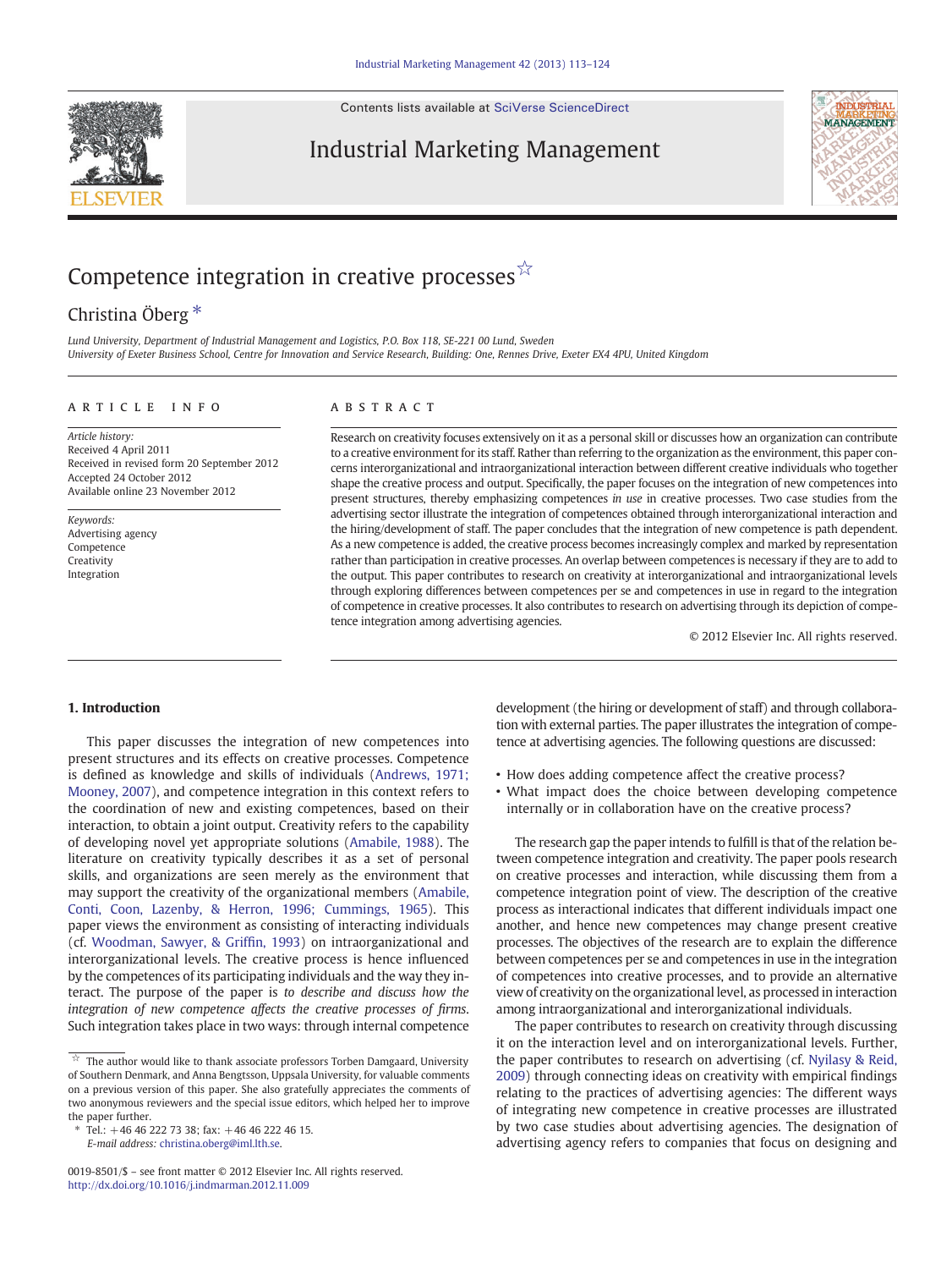# Competence integration in creative processes ☆

Christina Öberg *

*Lund University, Department of Industrial Management and Logistics, P.O. Box 118, SE-221 00 Lund, Sweden*
*University of Exeter Business School, Centre for Innovation and Service Research, Building: One, Rennes Drive, Exeter EX4 4PU, United Kingdom*

## ARTICLE INFO

*Article history:*
Received 4 April 2011
Received in revised form 20 September 2012
Accepted 24 October 2012
Available online 23 November 2012

*Keywords:*
Advertising agency
Competence
Creativity
Integration

## ABSTRACT

Research on creativity focuses extensively on it as a personal skill or discusses how an organization can contribute to a creative environment for its staff. Rather than referring to the organization as the environment, this paper concerns interorganizational and intraorganizational interaction between different creative individuals who together shape the creative process and output. Specifically, the paper focuses on the integration of new competences into present structures, thereby emphasizing competences *in use* in creative processes. Two case studies from the advertising sector illustrate the integration of competences obtained through interorganizational interaction and the hiring/development of staff. The paper concludes that the integration of new competence is path dependent. As a new competence is added, the creative process becomes increasingly complex and marked by representation rather than participation in creative processes. An overlap between competences is necessary if they are to add to the output. This paper contributes to research on creativity at interorganizational and intraorganizational levels through exploring differences between competences per se and competences in use in regard to the integration of competence in creative processes. It also contributes to research on advertising through its depiction of competence integration among advertising agencies.

© 2012 Elsevier Inc. All rights reserved.

## 1. Introduction

This paper discusses the integration of new competences into present structures and its effects on creative processes. Competence is defined as knowledge and skills of individuals (Andrews, 1971; Mooney, 2007), and competence integration in this context refers to the coordination of new and existing competences, based on their interaction, to obtain a joint output. Creativity refers to the capability of developing novel yet appropriate solutions (Amabile, 1988). The literature on creativity typically describes it as a set of personal skills, and organizations are seen merely as the environment that may support the creativity of the organizational members (Amabile, Conti, Coon, Lazenby, & Herron, 1996; Cummings, 1965). This paper views the environment as consisting of interacting individuals (cf. Woodman, Sawyer, & Griffin, 1993) on intraorganizational and interorganizational levels. The creative process is hence influenced by the competences of its participating individuals and the way they interact. The purpose of the paper is *to describe and discuss how the integration of new competence affects the creative processes of firms*. Such integration takes place in two ways: through internal competence development (the hiring or development of staff) and through collaboration with external parties. The paper illustrates the integration of competence at advertising agencies. The following questions are discussed:

- How does adding competence affect the creative process?
- What impact does the choice between developing competence internally or in collaboration have on the creative process?

The research gap the paper intends to fulfill is that of the relation between competence integration and creativity. The paper pools research on creative processes and interaction, while discussing them from a competence integration point of view. The description of the creative process as interactional indicates that different individuals impact one another, and hence new competences may change present creative processes. The objectives of the research are to explain the difference between competences per se and competences in use in the integration of competences into creative processes, and to provide an alternative view of creativity on the organizational level, as processed in interaction among intraorganizational and interorganizational individuals.

The paper contributes to research on creativity through discussing it on the interaction level and on interorganizational levels. Further, the paper contributes to research on advertising (cf. Nyilasy & Reid, 2009) through connecting ideas on creativity with empirical findings relating to the practices of advertising agencies: The different ways of integrating new competence in creative processes are illustrated by two case studies about advertising agencies. The designation of advertising agency refers to companies that focus on designing and

☆ The author would like to thank associate professors Torben Damgaard, University of Southern Denmark, and Anna Bengtsson, Uppsala University, for valuable comments on a previous version of this paper. She also gratefully appreciates the comments of two anonymous reviewers and the special issue editors, which helped her to improve the paper further.

\* Tel.: +46 46 222 73 38; fax: +46 46 222 46 15.
*E-mail address:* christina.oberg@iml.lth.se.

0019-8501/$ – see front matter © 2012 Elsevier Inc. All rights reserved.
http://dx.doi.org/10.1016/j.indmarman.2012.11.009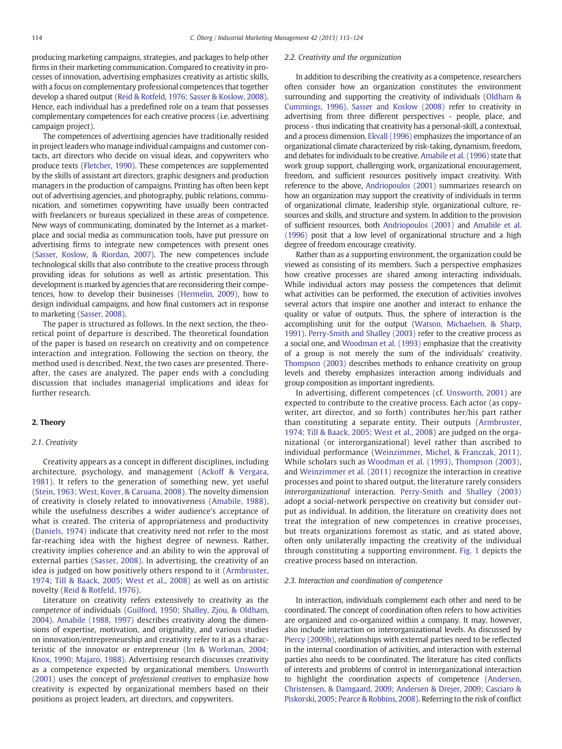producing marketing campaigns, strategies, and packages to help other firms in their marketing communication. Compared to creativity in processes of innovation, advertising emphasizes creativity as artistic skills, with a focus on complementary professional competences that together develop a shared output (Reid & Rotfeld, 1976; Sasser & Koslow, 2008). Hence, each individual has a predefined role on a team that possesses complementary competences for each creative process (i.e. advertising campaign project).

The competences of advertising agencies have traditionally resided in project leaders who manage individual campaigns and customer contacts, art directors who decide on visual ideas, and copywriters who produce texts (Fletcher, 1990). These competences are supplemented by the skills of assistant art directors, graphic designers and production managers in the production of campaigns. Printing has often been kept out of advertising agencies, and photography, public relations, communication, and sometimes copywriting have usually been contracted with freelancers or bureaus specialized in these areas of competence. New ways of communicating, dominated by the Internet as a marketplace and social media as communication tools, have put pressure on advertising firms to integrate new competences with present ones (Sasser, Koslow, & Riordan, 2007). The new competences include technological skills that also contribute to the creative process through providing ideas for solutions as well as artistic presentation. This development is marked by agencies that are reconsidering their competences, how to develop their businesses (Hermelin, 2009), how to design individual campaigns, and how final customers act in response to marketing (Sasser, 2008).

The paper is structured as follows. In the next section, the theoretical point of departure is described. The theoretical foundation of the paper is based on research on creativity and on competence interaction and integration. Following the section on theory, the method used is described. Next, the two cases are presented. Thereafter, the cases are analyzed. The paper ends with a concluding discussion that includes managerial implications and ideas for further research.

## 2. Theory

### 2.1. Creativity

Creativity appears as a concept in different disciplines, including architecture, psychology, and management (Ackoff & Vergara, 1981). It refers to the generation of something new, yet useful (Stein, 1963; West, Kover, & Caruana, 2008). The novelty dimension of creativity is closely related to innovativeness (Amabile, 1988), while the usefulness describes a wider audience's acceptance of what is created. The criteria of appropriateness and productivity (Daniels, 1974) indicate that creativity need not refer to the most far-reaching idea with the highest degree of newness. Rather, creativity implies coherence and an ability to win the approval of external parties (Sasser, 2008). In advertising, the creativity of an idea is judged on how positively others respond to it (Armbruster, 1974; Till & Baack, 2005; West et al., 2008) as well as on artistic novelty (Reid & Rotfeld, 1976).

Literature on creativity refers extensively to creativity as the *competence* of individuals (Guilford, 1950; Shalley, Zjou, & Oldham, 2004). Amabile (1988, 1997) describes creativity along the dimensions of expertise, motivation, and originality, and various studies on innovation/entrepreneurship and creativity refer to it as a characteristic of the innovator or entrepreneur (Im & Workman, 2004; Knox, 1990; Majaro, 1988). Advertising research discusses creativity as a competence expected by organizational members. Unsworth (2001) uses the concept of *professional creatives* to emphasize how creativity is expected by organizational members based on their positions as project leaders, art directors, and copywriters.

### 2.2. Creativity and the organization

In addition to describing the creativity as a competence, researchers often consider how an organization constitutes the environment surrounding and supporting the creativity of individuals (Oldham & Cummings, 1996). Sasser and Koslow (2008) refer to creativity in advertising from three different perspectives - people, place, and process - thus indicating that creativity has a personal-skill, a contextual, and a process dimension. Ekvall (1996) emphasizes the importance of an organizational climate characterized by risk-taking, dynamism, freedom, and debates for individuals to be creative. Amabile et al. (1996) state that work group support, challenging work, organizational encouragement, freedom, and sufficient resources positively impact creativity. With reference to the above, Andriopoulos (2001) summarizes research on how an organization may support the creativity of individuals in terms of organizational climate, leadership style, organizational culture, resources and skills, and structure and system. In addition to the provision of sufficient resources, both Andriopoulos (2001) and Amabile et al. (1996) posit that a low level of organizational structure and a high degree of freedom encourage creativity.

Rather than as a supporting environment, the organization could be viewed as consisting of its members. Such a perspective emphasizes how creative processes are shared among interacting individuals. While individual actors may possess the competences that delimit what activities can be performed, the execution of activities involves several actors that inspire one another and interact to enhance the quality or value of outputs. Thus, the sphere of interaction is the accomplishing unit for the output (Watson, Michaelsen, & Sharp, 1991). Perry-Smith and Shalley (2003) refer to the creative process as a social one, and Woodman et al. (1993) emphasize that the creativity of a group is not merely the sum of the individuals' creativity. Thompson (2003) describes methods to enhance creativity on group levels and thereby emphasizes interaction among individuals and group composition as important ingredients.

In advertising, different competences (cf. Unsworth, 2001) are expected to contribute to the creative process. Each actor (as copywriter, art director, and so forth) contributes her/his part rather than a separate entity. Their outputs (Armbruster, 1974; Till & Baack, 2005; West et al., 2008) are judged on the organizational (or interorganizational) level rather than ascribed to individual performance (Weinzimmer, Michel, & Franczak, 2011). While scholars such as Woodman et al. (1993), Thompson (2003), and Weinzimmer et al. (2011) recognize the interaction in creative processes and point to shared output, the literature rarely considers *interorganizational* interaction. Perry-Smith and Shalley (2003) adopt a social-network perspective on creativity but consider output as individual. In addition, the literature on creativity does not treat the integration of new competences in creative processes, but treats organizations foremost as static, and as stated above, often only unilaterally impacting the creativity of the individual through constituting a supporting environment. Fig. 1 depicts the creative process based on interaction.

### 2.3. Interaction and coordination of competence

In interaction, individuals complement each other and need to be coordinated. The concept of coordination often refers to how activities are organized and co-organized within a company. It may, however, also include interaction on interorganizational levels. As discussed by Piercy (2009b), relationships with external parties need to be reflected in the internal coordination of activities, and interaction with external parties also needs to be coordinated. The literature has cited conflicts of interests and problems of control in interorganizational interaction to highlight the coordination aspects of competence (Andersen, Christensen, & Damgaard, 2009; Andersen & Drejer, 2009; Casciaro & Piskorski, 2005; Pearce & Robbins, 2008). Referring to the risk of conflict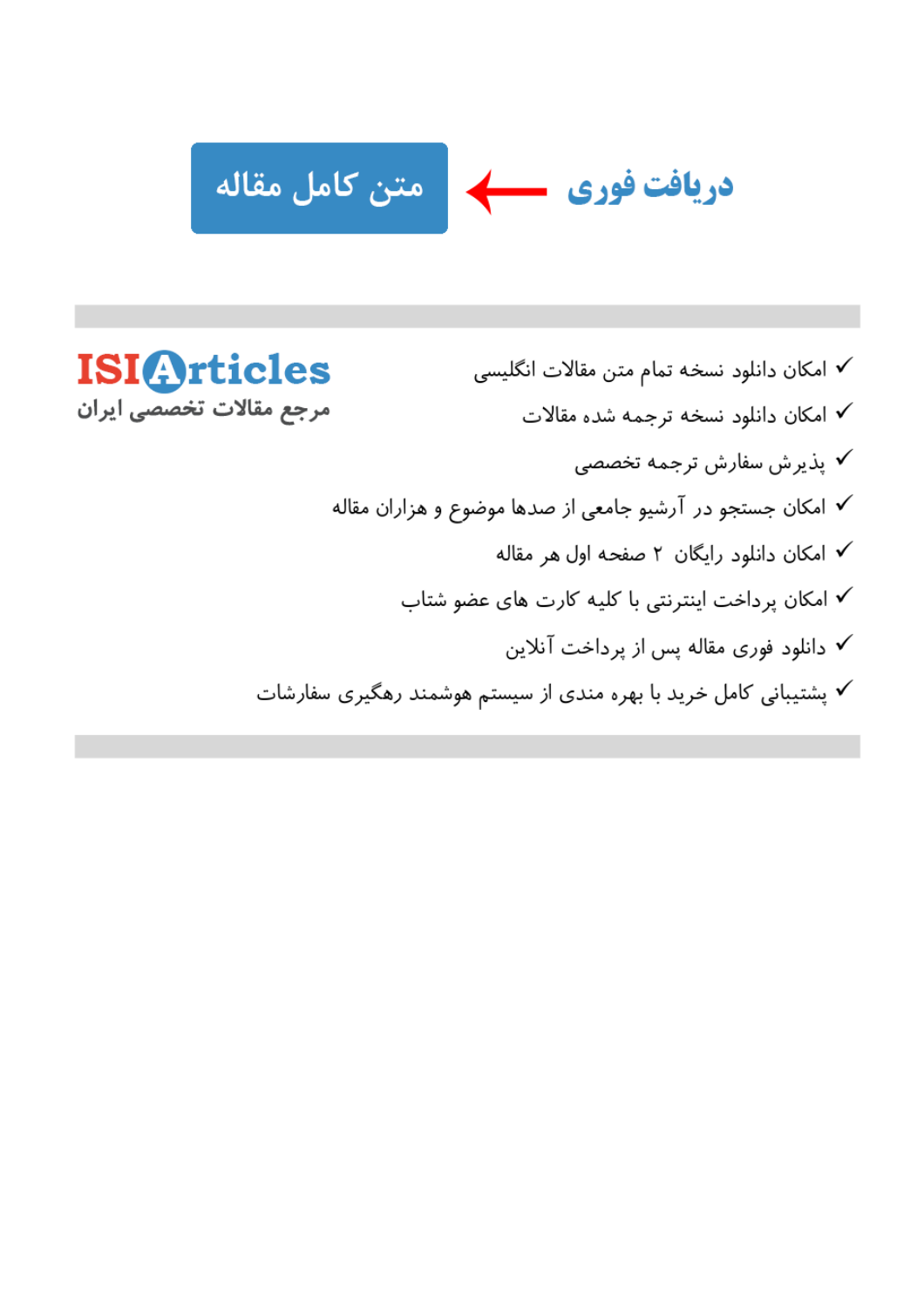دریافت فوری ← **متن کامل مقاله**

**ISIArticles**
مرجع مقالات تخصصی ایران

- ✓ امکان دانلود نسخه تمام متن مقالات انگلیسی
- ✓ امکان دانلود نسخه ترجمه شده مقالات
- ✓ پذیرش سفارش ترجمه تخصصی
- ✓ امکان جستجو در آرشیو جامعی از صدها موضوع و هزاران مقاله
- ✓ امکان دانلود رایگان ۲ صفحه اول هر مقاله
- ✓ امکان پرداخت اینترنتی با کلیه کارت های عضو شتاب
- ✓ دانلود فوری مقاله پس از پرداخت آنلاین
- ✓ پشتیبانی کامل خرید با بهره مندی از سیستم هوشمند رهگیری سفارشات